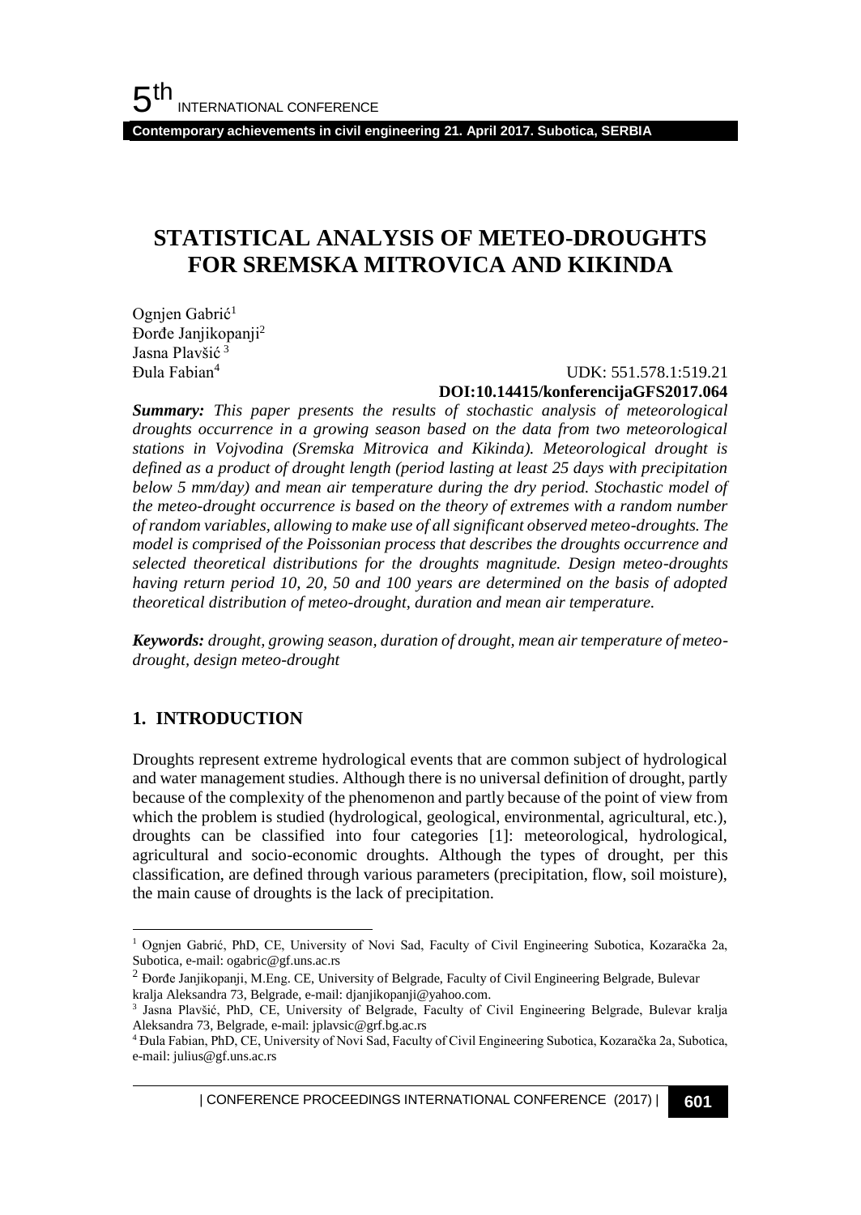# STATISTICAL ANALYSIS OF METEO-DROUGHTS FOR SREMSKA MITROVICA AND KIKINDA

Ognjen Gabrić[1]
Đorđe Janjikopanji[2]
Jasna Plavšić[3]
Đula Fabian[4]

UDK: 551.578.1:519.21
**DOI:10.14415/konferencijaGFS2017.064**

***Summary:*** *This paper presents the results of stochastic analysis of meteorological droughts occurrence in a growing season based on the data from two meteorological stations in Vojvodina (Sremska Mitrovica and Kikinda). Meteorological drought is defined as a product of drought length (period lasting at least 25 days with precipitation below 5 mm/day) and mean air temperature during the dry period. Stochastic model of the meteo-drought occurrence is based on the theory of extremes with a random number of random variables, allowing to make use of all significant observed meteo-droughts. The model is comprised of the Poissonian process that describes the droughts occurrence and selected theoretical distributions for the droughts magnitude. Design meteo-droughts having return period 10, 20, 50 and 100 years are determined on the basis of adopted theoretical distribution of meteo-drought, duration and mean air temperature.*

***Keywords:*** *drought, growing season, duration of drought, mean air temperature of meteo-drought, design meteo-drought*

## 1. INTRODUCTION

Droughts represent extreme hydrological events that are common subject of hydrological and water management studies. Although there is no universal definition of drought, partly because of the complexity of the phenomenon and partly because of the point of view from which the problem is studied (hydrological, geological, environmental, agricultural, etc.), droughts can be classified into four categories [1]: meteorological, hydrological, agricultural and socio-economic droughts. Although the types of drought, per this classification, are defined through various parameters (precipitation, flow, soil moisture), the main cause of droughts is the lack of precipitation.

---

[1] Ognjen Gabrić, PhD, CE, University of Novi Sad, Faculty of Civil Engineering Subotica, Kozaračka 2a, Subotica, e-mail: ogabric@gf.uns.ac.rs

[2] Đorđe Janjikopanji, M.Eng. CE, University of Belgrade, Faculty of Civil Engineering Belgrade, Bulevar kralja Aleksandra 73, Belgrade, e-mail: djanjikopanji@yahoo.com.

[3] Jasna Plavšić, PhD, CE, University of Belgrade, Faculty of Civil Engineering Belgrade, Bulevar kralja Aleksandra 73, Belgrade, e-mail: jplavsic@grf.bg.ac.rs

[4] Đula Fabian, PhD, CE, University of Novi Sad, Faculty of Civil Engineering Subotica, Kozaračka 2a, Subotica, e-mail: julius@gf.uns.ac.rs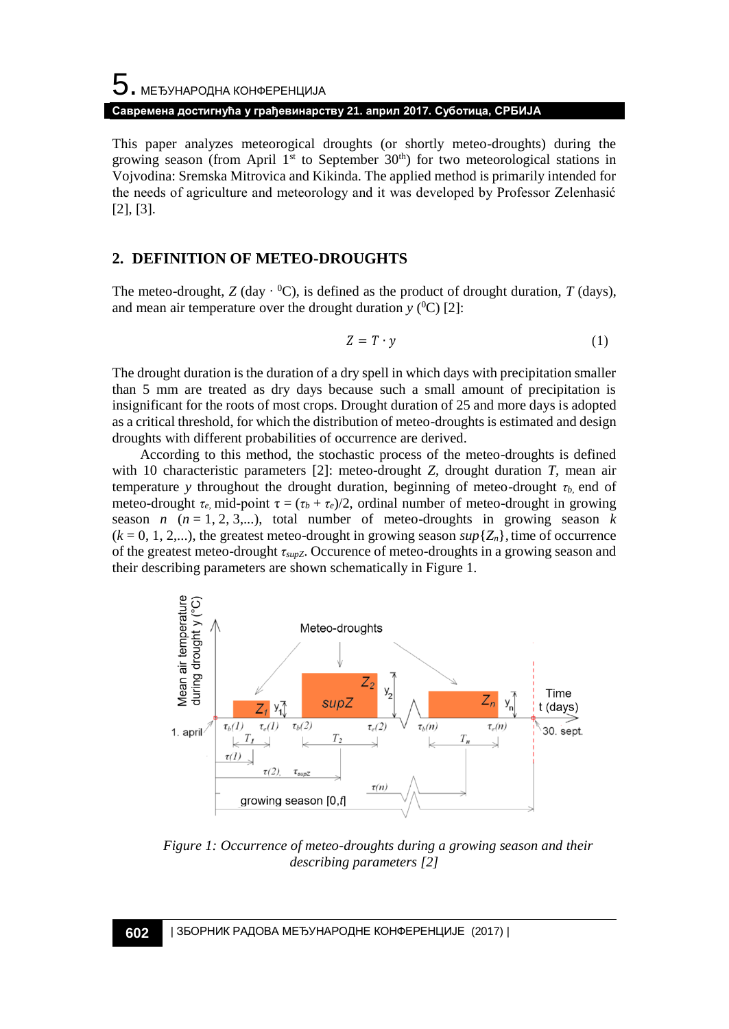This paper analyzes meteorogical droughts (or shortly meteo-droughts) during the growing season (from April 1st to September 30th) for two meteorological stations in Vojvodina: Sremska Mitrovica and Kikinda. The applied method is primarily intended for the needs of agriculture and meteorology and it was developed by Professor Zelenhasić [2], [3].

## 2. DEFINITION OF METEO-DROUGHTS

The meteo-drought, $Z$ (day · $^0$C), is defined as the product of drought duration, $T$ (days), and mean air temperature over the drought duration $y$ ($^0$C) [2]:

$$Z = T \cdot y \tag{1}$$

The drought duration is the duration of a dry spell in which days with precipitation smaller than 5 mm are treated as dry days because such a small amount of precipitation is insignificant for the roots of most crops. Drought duration of 25 and more days is adopted as a critical threshold, for which the distribution of meteo-droughts is estimated and design droughts with different probabilities of occurrence are derived.

According to this method, the stochastic process of the meteo-droughts is defined with 10 characteristic parameters [2]: meteo-drought $Z$, drought duration $T$, mean air temperature $y$ throughout the drought duration, beginning of meteo-drought $\tau_b$, end of meteo-drought $\tau_e$, mid-point $\tau = (\tau_b + \tau_e)/2$, ordinal number of meteo-drought in growing season $n$ $(n = 1, 2, 3,...)$, total number of meteo-droughts in growing season $k$ $(k = 0, 1, 2,...)$, the greatest meteo-drought in growing season $sup\{Z_n\}$, time of occurrence of the greatest meteo-drought $\tau_{supZ}$. Occurence of meteo-droughts in a growing season and their describing parameters are shown schematically in Figure 1.

*Figure 1: Occurrence of meteo-droughts during a growing season and their describing parameters [2]*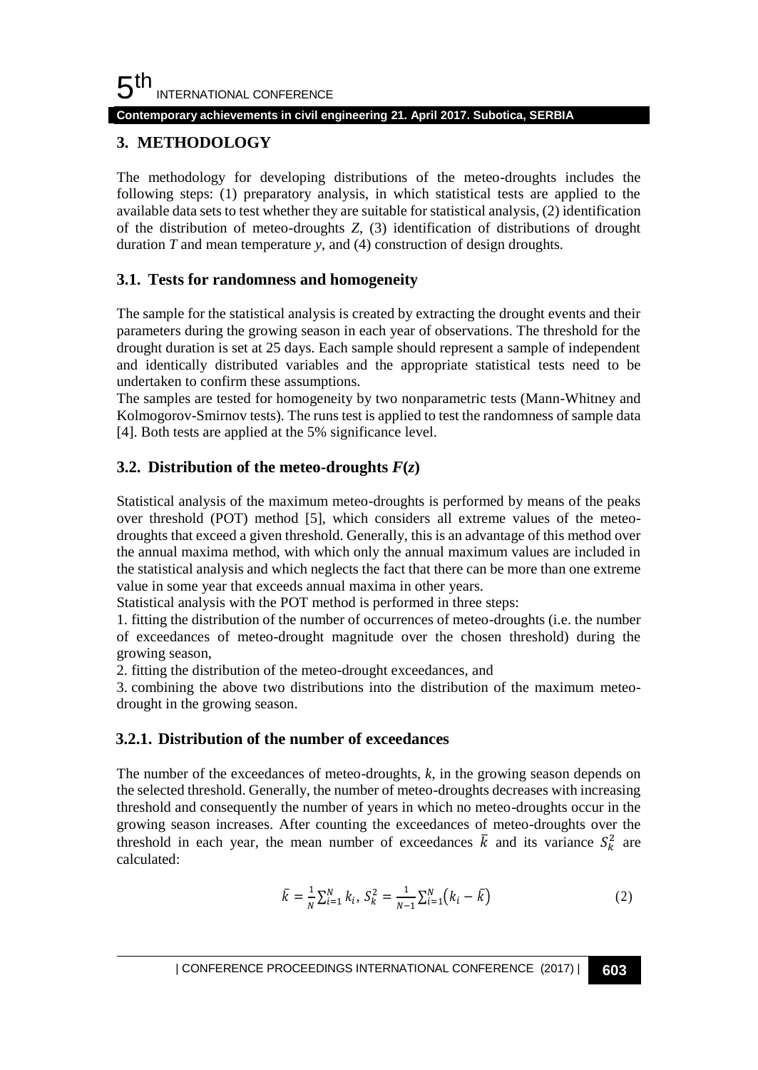## 3. METHODOLOGY

The methodology for developing distributions of the meteo-droughts includes the following steps: (1) preparatory analysis, in which statistical tests are applied to the available data sets to test whether they are suitable for statistical analysis, (2) identification of the distribution of meteo-droughts $Z$, (3) identification of distributions of drought duration $T$ and mean temperature $y$, and (4) construction of design droughts.

### 3.1. Tests for randomness and homogeneity

The sample for the statistical analysis is created by extracting the drought events and their parameters during the growing season in each year of observations. The threshold for the drought duration is set at 25 days. Each sample should represent a sample of independent and identically distributed variables and the appropriate statistical tests need to be undertaken to confirm these assumptions.

The samples are tested for homogeneity by two nonparametric tests (Mann-Whitney and Kolmogorov-Smirnov tests). The runs test is applied to test the randomness of sample data [4]. Both tests are applied at the 5% significance level.

### 3.2. Distribution of the meteo-droughts $F(z)$

Statistical analysis of the maximum meteo-droughts is performed by means of the peaks over threshold (POT) method [5], which considers all extreme values of the meteo-droughts that exceed a given threshold. Generally, this is an advantage of this method over the annual maxima method, with which only the annual maximum values are included in the statistical analysis and which neglects the fact that there can be more than one extreme value in some year that exceeds annual maxima in other years.

Statistical analysis with the POT method is performed in three steps:

1. fitting the distribution of the number of occurrences of meteo-droughts (i.e. the number of exceedances of meteo-drought magnitude over the chosen threshold) during the growing season,
2. fitting the distribution of the meteo-drought exceedances, and
3. combining the above two distributions into the distribution of the maximum meteo-drought in the growing season.

#### 3.2.1. Distribution of the number of exceedances

The number of the exceedances of meteo-droughts, $k$, in the growing season depends on the selected threshold. Generally, the number of meteo-droughts decreases with increasing threshold and consequently the number of years in which no meteo-droughts occur in the growing season increases. After counting the exceedances of meteo-droughts over the threshold in each year, the mean number of exceedances $\bar{k}$ and its variance $S_k^2$ are calculated:

$$\bar{k} = \frac{1}{N}\sum_{i=1}^{N} k_i,\; S_k^2 = \frac{1}{N-1}\sum_{i=1}^{N}\left(k_i - \bar{k}\right) \tag{2}$$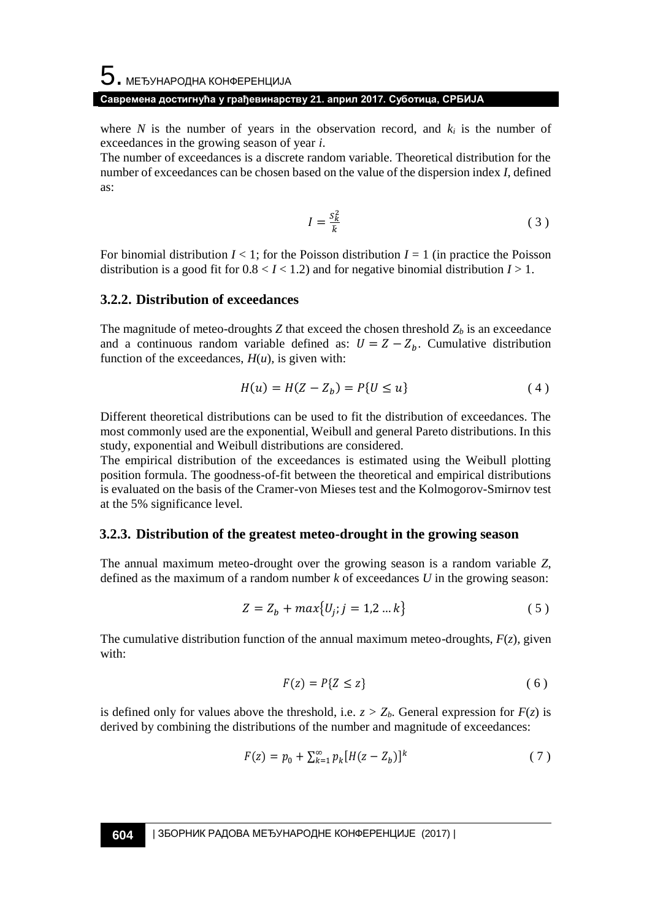where $N$ is the number of years in the observation record, and $k_i$ is the number of exceedances in the growing season of year $i$.

The number of exceedances is a discrete random variable. Theoretical distribution for the number of exceedances can be chosen based on the value of the dispersion index $I$, defined as:

$$I = \frac{s_k^2}{\bar{k}} \tag{3}$$

For binomial distribution $I < 1$; for the Poisson distribution $I = 1$ (in practice the Poisson distribution is a good fit for $0.8 < I < 1.2$) and for negative binomial distribution $I > 1$.

### 3.2.2. Distribution of exceedances

The magnitude of meteo-droughts $Z$ that exceed the chosen threshold $Z_b$ is an exceedance and a continuous random variable defined as: $U = Z - Z_b$. Cumulative distribution function of the exceedances, $H(u)$, is given with:

$$H(u) = H(Z - Z_b) = P\{U \leq u\} \tag{4}$$

Different theoretical distributions can be used to fit the distribution of exceedances. The most commonly used are the exponential, Weibull and general Pareto distributions. In this study, exponential and Weibull distributions are considered.

The empirical distribution of the exceedances is estimated using the Weibull plotting position formula. The goodness-of-fit between the theoretical and empirical distributions is evaluated on the basis of the Cramer-von Mieses test and the Kolmogorov-Smirnov test at the 5% significance level.

### 3.2.3. Distribution of the greatest meteo-drought in the growing season

The annual maximum meteo-drought over the growing season is a random variable $Z$, defined as the maximum of a random number $k$ of exceedances $U$ in the growing season:

$$Z = Z_b + max\{U_j; j = 1,2 \ldots k\} \tag{5}$$

The cumulative distribution function of the annual maximum meteo-droughts, $F(z)$, given with:

$$F(z) = P\{Z \leq z\} \tag{6}$$

is defined only for values above the threshold, i.e. $z > Z_b$. General expression for $F(z)$ is derived by combining the distributions of the number and magnitude of exceedances:

$$F(z) = p_0 + \sum_{k=1}^{\infty} p_k [H(z - Z_b)]^k \tag{7}$$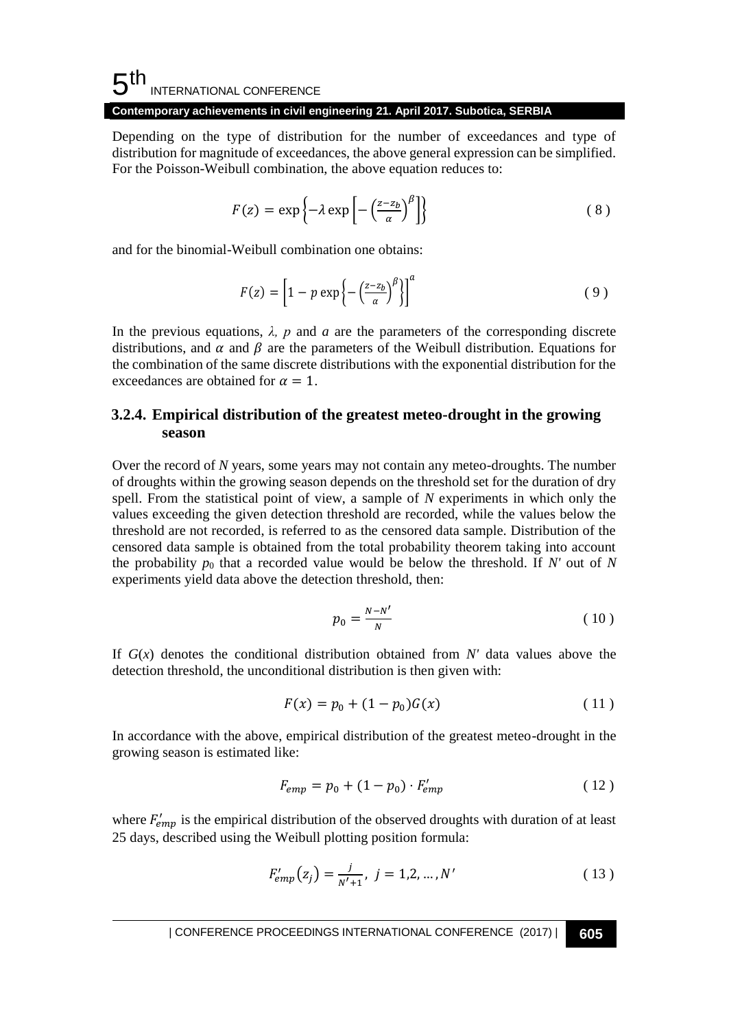Depending on the type of distribution for the number of exceedances and type of distribution for magnitude of exceedances, the above general expression can be simplified. For the Poisson-Weibull combination, the above equation reduces to:

$$F(z) = \exp\left\{-\lambda \exp\left[-\left(\frac{z-z_b}{\alpha}\right)^{\beta}\right]\right\} \tag{8}$$

and for the binomial-Weibull combination one obtains:

$$F(z) = \left[1 - p\exp\left\{-\left(\frac{z-z_b}{\alpha}\right)^{\beta}\right\}\right]^{a} \tag{9}$$

In the previous equations, $\lambda$, $p$ and $a$ are the parameters of the corresponding discrete distributions, and $\alpha$ and $\beta$ are the parameters of the Weibull distribution. Equations for the combination of the same discrete distributions with the exponential distribution for the exceedances are obtained for $\alpha = 1$.

### 3.2.4. Empirical distribution of the greatest meteo-drought in the growing season

Over the record of *N* years, some years may not contain any meteo-droughts. The number of droughts within the growing season depends on the threshold set for the duration of dry spell. From the statistical point of view, a sample of *N* experiments in which only the values exceeding the given detection threshold are recorded, while the values below the threshold are not recorded, is referred to as the censored data sample. Distribution of the censored data sample is obtained from the total probability theorem taking into account the probability $p_0$ that a recorded value would be below the threshold. If $N'$ out of *N* experiments yield data above the detection threshold, then:

$$p_0 = \frac{N-N'}{N} \tag{10}$$

If $G(x)$ denotes the conditional distribution obtained from $N'$ data values above the detection threshold, the unconditional distribution is then given with:

$$F(x) = p_0 + (1-p_0)G(x) \tag{11}$$

In accordance with the above, empirical distribution of the greatest meteo-drought in the growing season is estimated like:

$$F_{emp} = p_0 + (1-p_0)\cdot F'_{emp} \tag{12}$$

where $F'_{emp}$ is the empirical distribution of the observed droughts with duration of at least 25 days, described using the Weibull plotting position formula:

$$F'_{emp}(z_j) = \frac{j}{N'+1},\ j = 1,2,\ldots,N' \tag{13}$$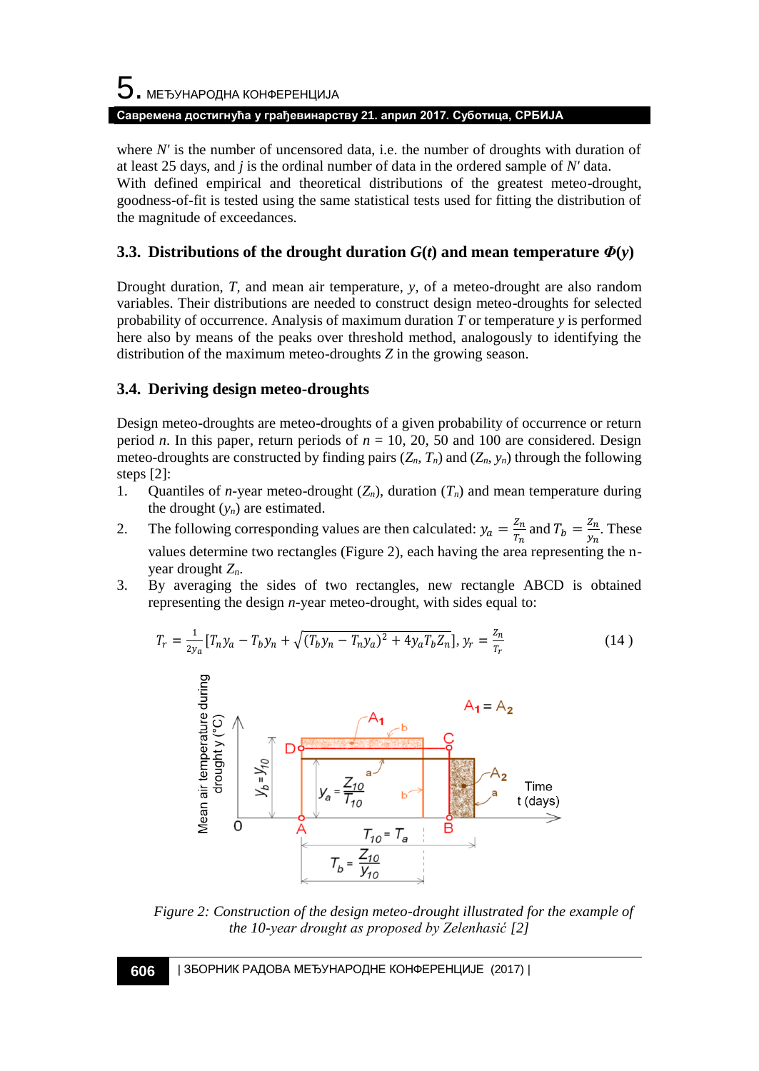where $N'$ is the number of uncensored data, i.e. the number of droughts with duration of at least 25 days, and $j$ is the ordinal number of data in the ordered sample of $N'$ data.
With defined empirical and theoretical distributions of the greatest meteo-drought, goodness-of-fit is tested using the same statistical tests used for fitting the distribution of the magnitude of exceedances.

### 3.3. Distributions of the drought duration $G(t)$ and mean temperature $\Phi(y)$

Drought duration, $T$, and mean air temperature, $y$, of a meteo-drought are also random variables. Their distributions are needed to construct design meteo-droughts for selected probability of occurrence. Analysis of maximum duration $T$ or temperature $y$ is performed here also by means of the peaks over threshold method, analogously to identifying the distribution of the maximum meteo-droughts $Z$ in the growing season.

### 3.4. Deriving design meteo-droughts

Design meteo-droughts are meteo-droughts of a given probability of occurrence or return period $n$. In this paper, return periods of $n$ = 10, 20, 50 and 100 are considered. Design meteo-droughts are constructed by finding pairs ($Z_n$, $T_n$) and ($Z_n$, $y_n$) through the following steps [2]:

1. Quantiles of $n$-year meteo-drought ($Z_n$), duration ($T_n$) and mean temperature during the drought ($y_n$) are estimated.
2. The following corresponding values are then calculated: $y_a = \frac{Z_n}{T_n}$ and $T_b = \frac{Z_n}{y_n}$. These values determine two rectangles (Figure 2), each having the area representing the n-year drought $Z_n$.
3. By averaging the sides of two rectangles, new rectangle ABCD is obtained representing the design $n$-year meteo-drought, with sides equal to:

$$T_r = \frac{1}{2y_a}\left[T_n y_a - T_b y_n + \sqrt{(T_b y_n - T_n y_a)^2 + 4 y_a T_b Z_n}\right],\ y_r = \frac{Z_n}{T_r} \tag{14}$$

Figure 2: Construction of the design meteo-drought illustrated for the example of the 10-year drought as proposed by Zelenhasić [2]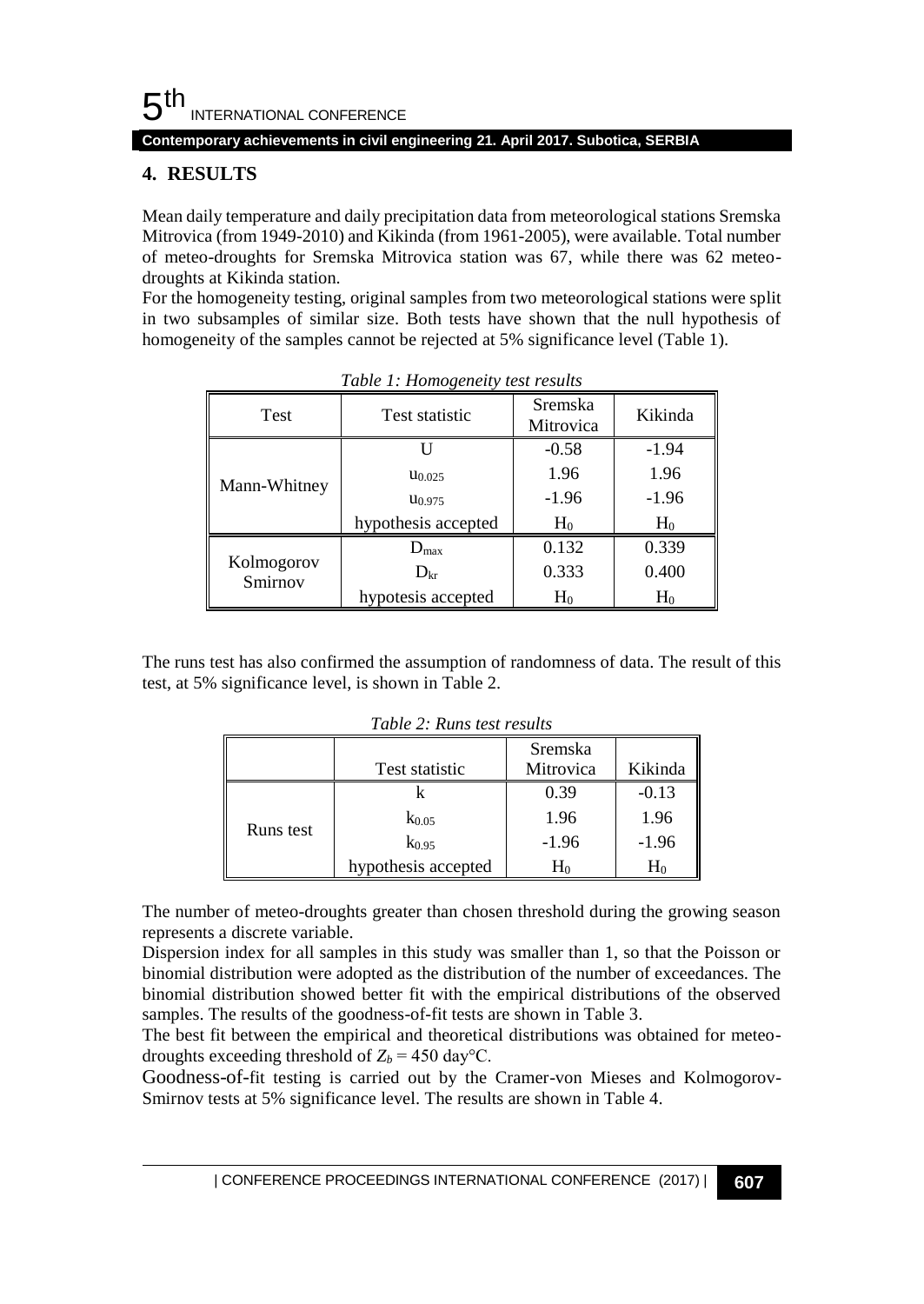## 4. RESULTS

Mean daily temperature and daily precipitation data from meteorological stations Sremska Mitrovica (from 1949-2010) and Kikinda (from 1961-2005), were available. Total number of meteo-droughts for Sremska Mitrovica station was 67, while there was 62 meteo-droughts at Kikinda station.

For the homogeneity testing, original samples from two meteorological stations were split in two subsamples of similar size. Both tests have shown that the null hypothesis of homogeneity of the samples cannot be rejected at 5% significance level (Table 1).

*Table 1: Homogeneity test results*

| Test | Test statistic | Sremska Mitrovica | Kikinda |
|---|---|---|---|
| Mann-Whitney | U | -0.58 | -1.94 |
| | $u_{0.025}$ | 1.96 | 1.96 |
| | $u_{0.975}$ | -1.96 | -1.96 |
| | hypothesis accepted | $H_0$ | $H_0$ |
| Kolmogorov Smirnov | $D_{max}$ | 0.132 | 0.339 |
| | $D_{kr}$ | 0.333 | 0.400 |
| | hypotesis accepted | $H_0$ | $H_0$ |

The runs test has also confirmed the assumption of randomness of data. The result of this test, at 5% significance level, is shown in Table 2.

*Table 2: Runs test results*

| | Test statistic | Sremska Mitrovica | Kikinda |
|---|---|---|---|
| Runs test | k | 0.39 | -0.13 |
| | $k_{0.05}$ | 1.96 | 1.96 |
| | $k_{0.95}$ | -1.96 | -1.96 |
| | hypothesis accepted | $H_0$ | $H_0$ |

The number of meteo-droughts greater than chosen threshold during the growing season represents a discrete variable.

Dispersion index for all samples in this study was smaller than 1, so that the Poisson or binomial distribution were adopted as the distribution of the number of exceedances. The binomial distribution showed better fit with the empirical distributions of the observed samples. The results of the goodness-of-fit tests are shown in Table 3.

The best fit between the empirical and theoretical distributions was obtained for meteo-droughts exceeding threshold of $Z_b = 450$ day°C.

Goodness-of-fit testing is carried out by the Cramer-von Mieses and Kolmogorov-Smirnov tests at 5% significance level. The results are shown in Table 4.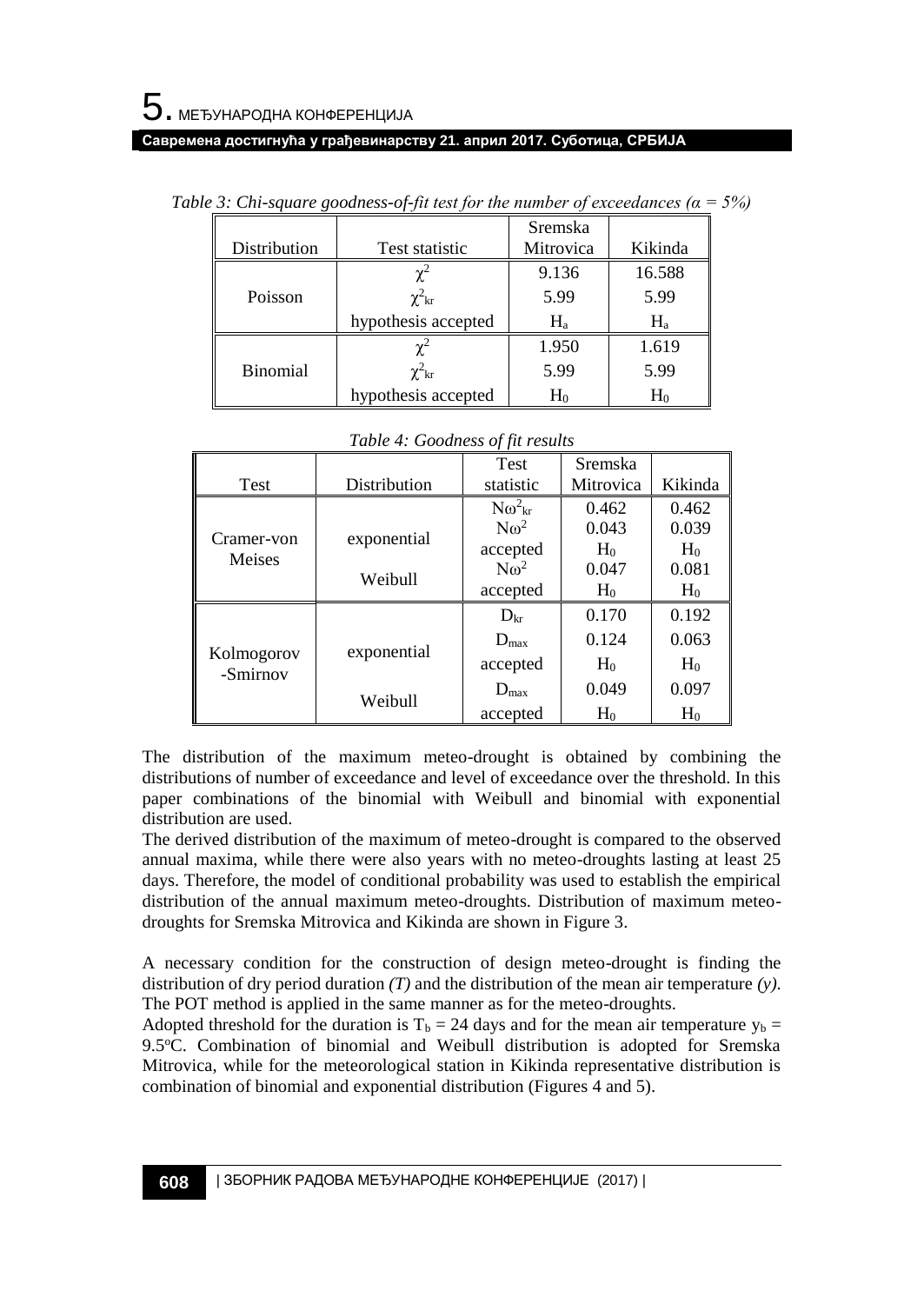*Table 3: Chi-square goodness-of-fit test for the number of exceedances (α = 5%)*

| Distribution | Test statistic | Sremska Mitrovica | Kikinda |
|---|---|---|---|
| Poisson | $\chi^2$ | 9.136 | 16.588 |
| | $\chi^2_{kr}$ | 5.99 | 5.99 |
| | hypothesis accepted | $H_a$ | $H_a$ |
| Binomial | $\chi^2$ | 1.950 | 1.619 |
| | $\chi^2_{kr}$ | 5.99 | 5.99 |
| | hypothesis accepted | $H_0$ | $H_0$ |

*Table 4: Goodness of fit results*

| Test | Distribution | Test statistic | Sremska Mitrovica | Kikinda |
|---|---|---|---|---|
| Cramer-von Meises | | $N\omega^2_{kr}$ | 0.462 | 0.462 |
| | exponential | $N\omega^2$ | 0.043 | 0.039 |
| | | accepted | $H_0$ | $H_0$ |
| | Weibull | $N\omega^2$ | 0.047 | 0.081 |
| | | accepted | $H_0$ | $H_0$ |
| Kolmogorov -Smirnov | | $D_{kr}$ | 0.170 | 0.192 |
| | exponential | $D_{max}$ | 0.124 | 0.063 |
| | | accepted | $H_0$ | $H_0$ |
| | Weibull | $D_{max}$ | 0.049 | 0.097 |
| | | accepted | $H_0$ | $H_0$ |

The distribution of the maximum meteo-drought is obtained by combining the distributions of number of exceedance and level of exceedance over the threshold. In this paper combinations of the binomial with Weibull and binomial with exponential distribution are used.

The derived distribution of the maximum of meteo-drought is compared to the observed annual maxima, while there were also years with no meteo-droughts lasting at least 25 days. Therefore, the model of conditional probability was used to establish the empirical distribution of the annual maximum meteo-droughts. Distribution of maximum meteo-droughts for Sremska Mitrovica and Kikinda are shown in Figure 3.

A necessary condition for the construction of design meteo-drought is finding the distribution of dry period duration *(T)* and the distribution of the mean air temperature *(y)*. The POT method is applied in the same manner as for the meteo-droughts.

Adopted threshold for the duration is $T_b = 24$ days and for the mean air temperature $y_b = 9.5^{o}C$. Combination of binomial and Weibull distribution is adopted for Sremska Mitrovica, while for the meteorological station in Kikinda representative distribution is combination of binomial and exponential distribution (Figures 4 and 5).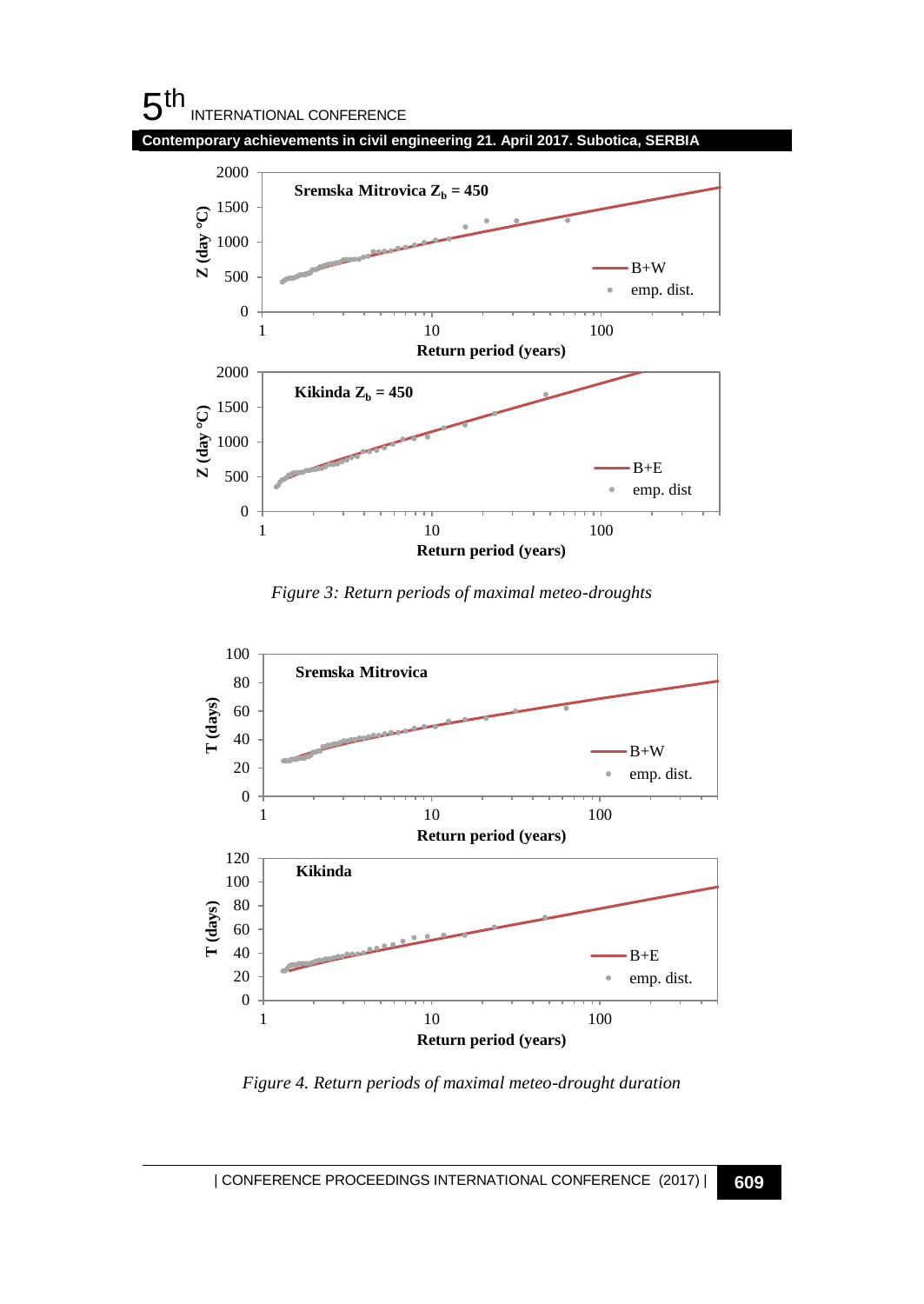Figure 3: Return periods of maximal meteo-droughts

Figure 4. Return periods of maximal meteo-drought duration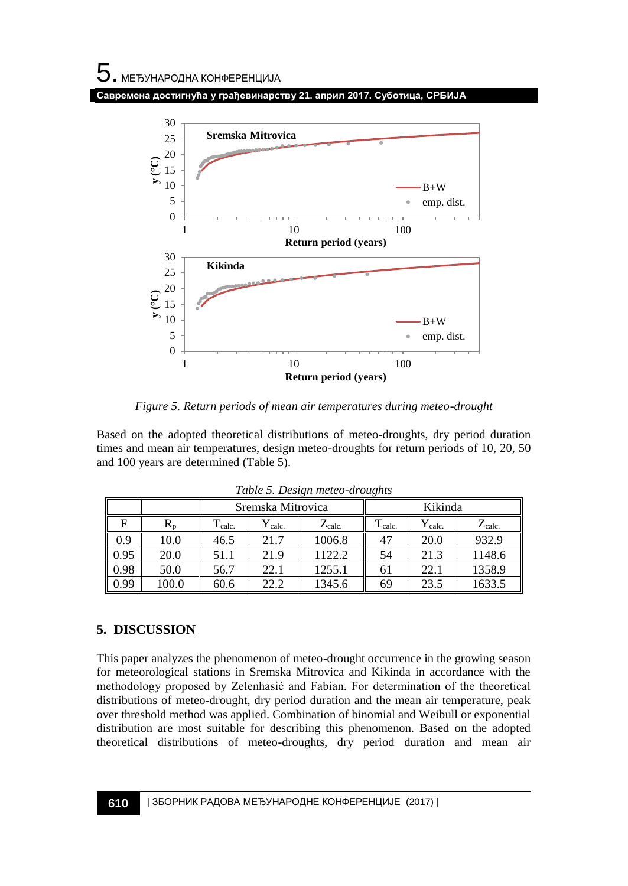*Figure 5. Return periods of mean air temperatures during meteo-drought*

Based on the adopted theoretical distributions of meteo-droughts, dry period duration times and mean air temperatures, design meteo-droughts for return periods of 10, 20, 50 and 100 years are determined (Table 5).

*Table 5. Design meteo-droughts*

| | | Sremska Mitrovica | | | Kikinda | | |
|---|---|---|---|---|---|---|---|
| F | $R_p$ | $T_{calc.}$ | $Y_{calc.}$ | $Z_{calc.}$ | $T_{calc.}$ | $Y_{calc.}$ | $Z_{calc.}$ |
| 0.9 | 10.0 | 46.5 | 21.7 | 1006.8 | 47 | 20.0 | 932.9 |
| 0.95 | 20.0 | 51.1 | 21.9 | 1122.2 | 54 | 21.3 | 1148.6 |
| 0.98 | 50.0 | 56.7 | 22.1 | 1255.1 | 61 | 22.1 | 1358.9 |
| 0.99 | 100.0 | 60.6 | 22.2 | 1345.6 | 69 | 23.5 | 1633.5 |

## 5. DISCUSSION

This paper analyzes the phenomenon of meteo-drought occurrence in the growing season for meteorological stations in Sremska Mitrovica and Kikinda in accordance with the methodology proposed by Zelenhasić and Fabian. For determination of the theoretical distributions of meteo-drought, dry period duration and the mean air temperature, peak over threshold method was applied. Combination of binomial and Weibull or exponential distribution are most suitable for describing this phenomenon. Based on the adopted theoretical distributions of meteo-droughts, dry period duration and mean air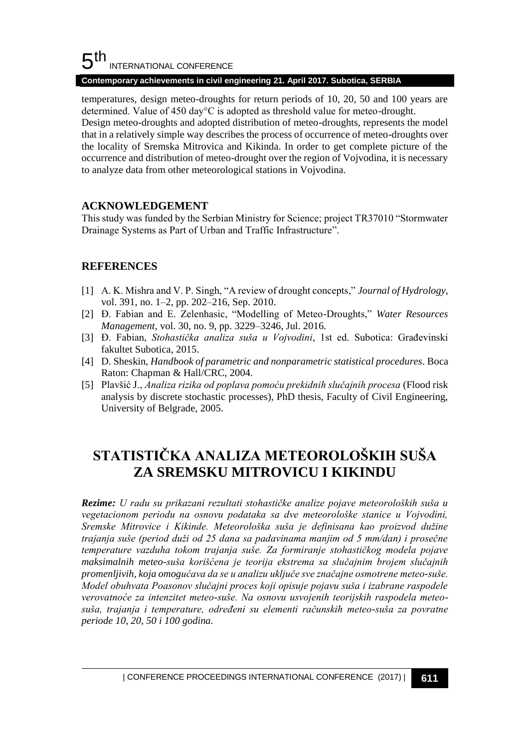temperatures, design meteo-droughts for return periods of 10, 20, 50 and 100 years are determined. Value of 450 day°C is adopted as threshold value for meteo-drought.
Design meteo-droughts and adopted distribution of meteo-droughts, represents the model that in a relatively simple way describes the process of occurrence of meteo-droughts over the locality of Sremska Mitrovica and Kikinda. In order to get complete picture of the occurrence and distribution of meteo-drought over the region of Vojvodina, it is necessary to analyze data from other meteorological stations in Vojvodina.

## ACKNOWLEDGEMENT

This study was funded by the Serbian Ministry for Science; project TR37010 "Stormwater Drainage Systems as Part of Urban and Traffic Infrastructure".

## REFERENCES

[1] A. K. Mishra and V. P. Singh, "A review of drought concepts," *Journal of Hydrology*, vol. 391, no. 1–2, pp. 202–216, Sep. 2010.

[2] Đ. Fabian and E. Zelenhasic, "Modelling of Meteo-Droughts," *Water Resources Management*, vol. 30, no. 9, pp. 3229–3246, Jul. 2016.

[3] Đ. Fabian, *Stohastička analiza suša u Vojvodini*, 1st ed. Subotica: Građevinski fakultet Subotica, 2015.

[4] D. Sheskin, *Handbook of parametric and nonparametric statistical procedures*. Boca Raton: Chapman & Hall/CRC, 2004.

[5] Plavšić J., *Analiza rizika od poplava pomoću prekidnih slučajnih procesa* (Flood risk analysis by discrete stochastic processes), PhD thesis, Faculty of Civil Engineering, University of Belgrade, 2005.

# STATISTIČKA ANALIZA METEOROLOŠKIH SUŠA ZA SREMSKU MITROVICU I KIKINDU

***Rezime:*** *U radu su prikazani rezultati stohastičke analize pojave meteoroloških suša u vegetacionom periodu na osnovu podataka sa dve meteorološke stanice u Vojvodini, Sremske Mitrovice i Kikinde. Meteorološka suša je definisana kao proizvod dužine trajanja suše (period duži od 25 dana sa padavinama manjim od 5 mm/dan) i prosečne temperature vazduha tokom trajanja suše. Za formiranje stohastičkog modela pojave maksimalnih meteo-suša korišćena je teorija ekstrema sa slučajnim brojem slučajnih promenljivih, koja omogućava da se u analizu uključe sve značajne osmotrene meteo-suše. Model obuhvata Poasonov slučajni proces koji opisuje pojavu suša i izabrane raspodele verovatnoće za intenzitet meteo-suše. Na osnovu usvojenih teorijskih raspodela meteo-suša, trajanja i temperature, određeni su elementi računskih meteo-suša za povratne periode 10, 20, 50 i 100 godina.*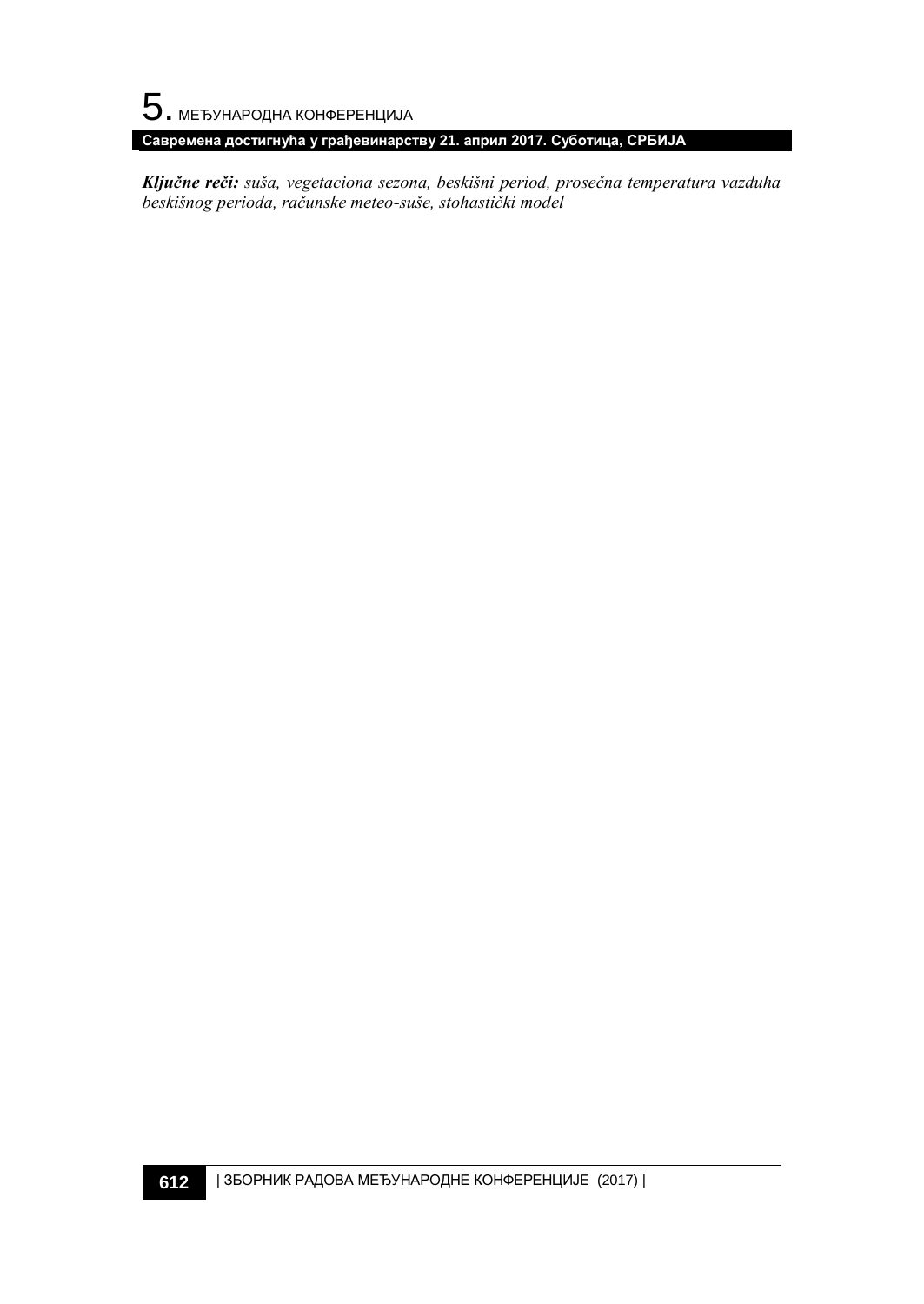***Ključne reči:*** *suša, vegetaciona sezona, beskišni period, prosečna temperatura vazduha beskišnog perioda, računske meteo-suše, stohastički model*